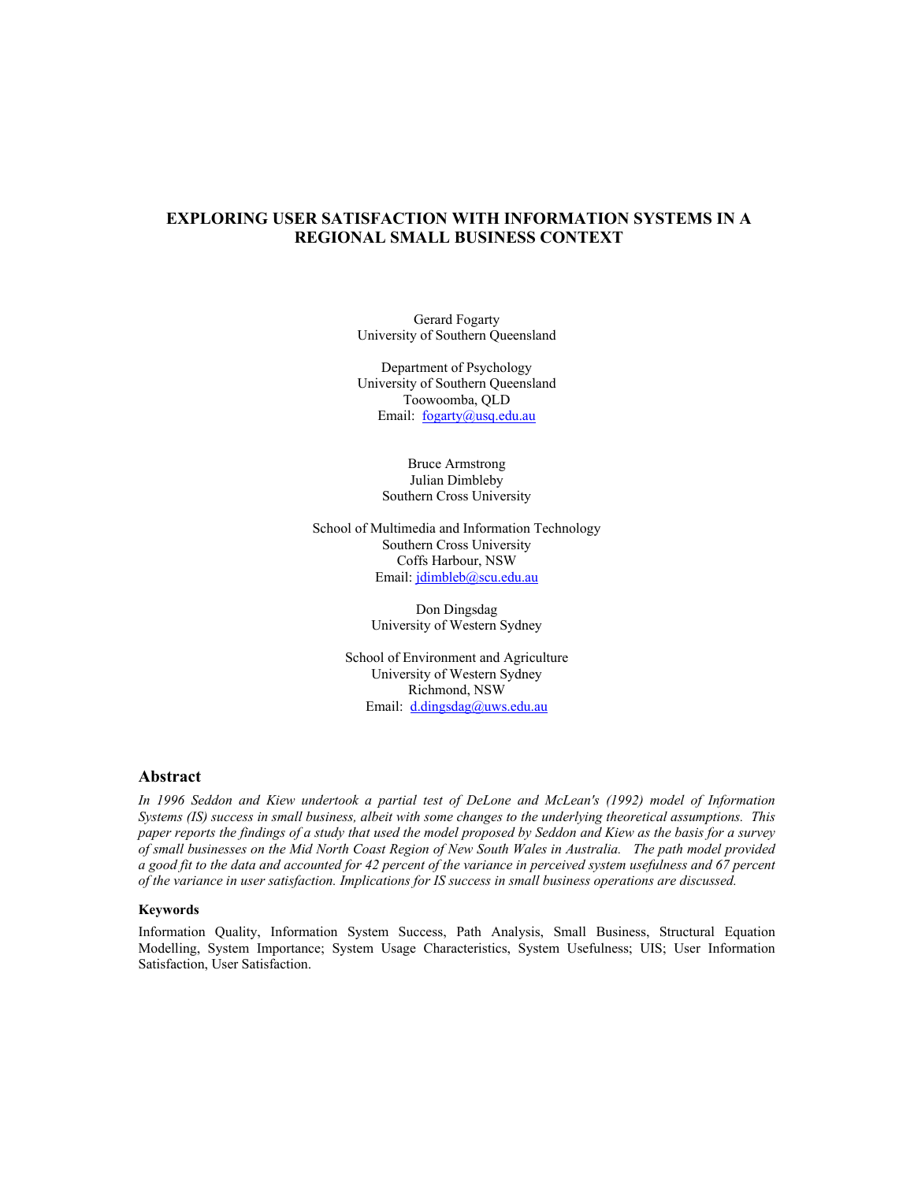# EXPLORING USER SATISFACTION WITH INFORMATION SYSTEMS IN A REGIONAL SMALL BUSINESS CONTEXT

Gerard Fogarty
University of Southern Queensland

Department of Psychology
University of Southern Queensland
Toowoomba, QLD
Email: fogarty@usq.edu.au

Bruce Armstrong
Julian Dimbleby
Southern Cross University

School of Multimedia and Information Technology
Southern Cross University
Coffs Harbour, NSW
Email: jdimbleb@scu.edu.au

Don Dingsdag
University of Western Sydney

School of Environment and Agriculture
University of Western Sydney
Richmond, NSW
Email: d.dingsdag@uws.edu.au

## Abstract

*In 1996 Seddon and Kiew undertook a partial test of DeLone and McLean's (1992) model of Information Systems (IS) success in small business, albeit with some changes to the underlying theoretical assumptions. This paper reports the findings of a study that used the model proposed by Seddon and Kiew as the basis for a survey of small businesses on the Mid North Coast Region of New South Wales in Australia. The path model provided a good fit to the data and accounted for 42 percent of the variance in perceived system usefulness and 67 percent of the variance in user satisfaction. Implications for IS success in small business operations are discussed.*

### Keywords

Information Quality, Information System Success, Path Analysis, Small Business, Structural Equation Modelling, System Importance; System Usage Characteristics, System Usefulness; UIS; User Information Satisfaction, User Satisfaction.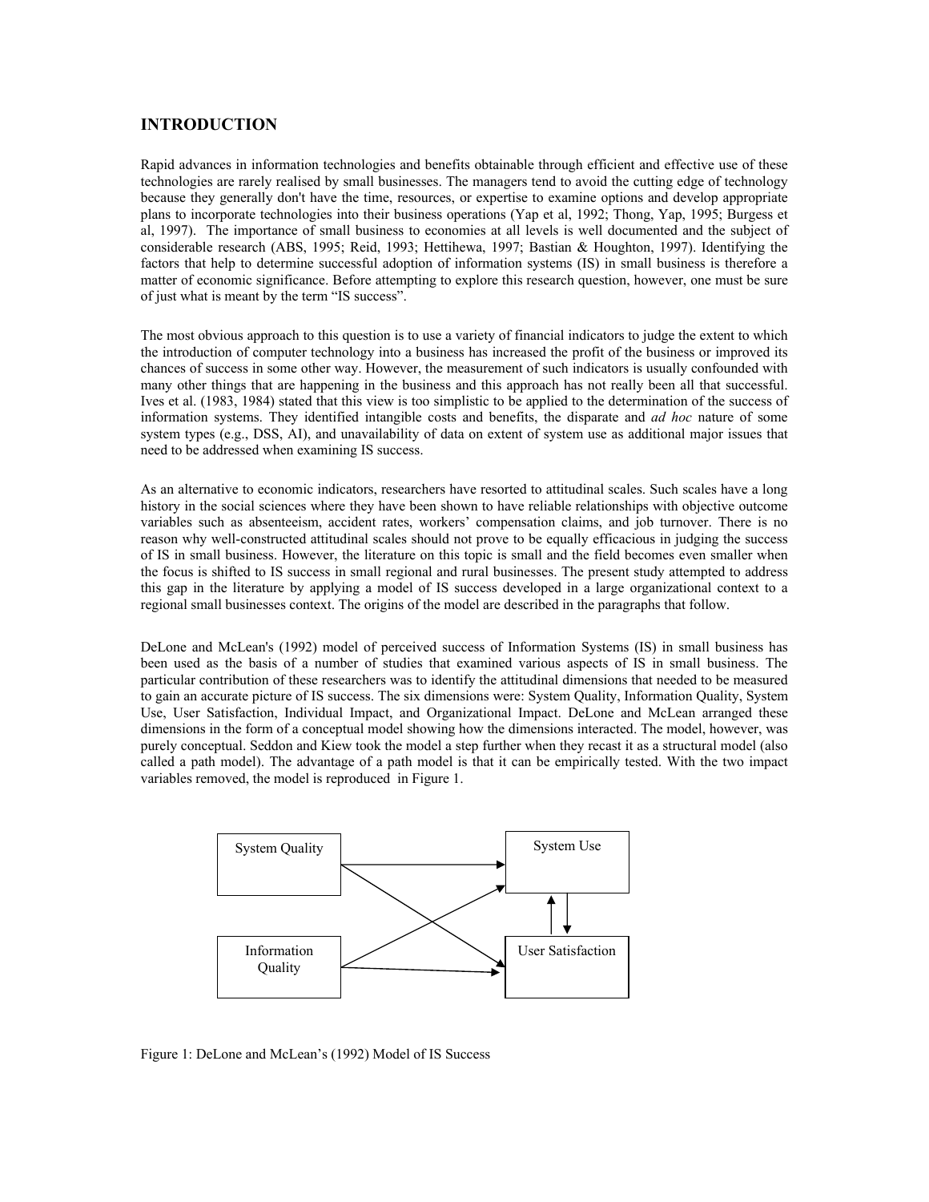## INTRODUCTION

Rapid advances in information technologies and benefits obtainable through efficient and effective use of these technologies are rarely realised by small businesses. The managers tend to avoid the cutting edge of technology because they generally don't have the time, resources, or expertise to examine options and develop appropriate plans to incorporate technologies into their business operations (Yap et al, 1992; Thong, Yap, 1995; Burgess et al, 1997). The importance of small business to economies at all levels is well documented and the subject of considerable research (ABS, 1995; Reid, 1993; Hettihewa, 1997; Bastian & Houghton, 1997). Identifying the factors that help to determine successful adoption of information systems (IS) in small business is therefore a matter of economic significance. Before attempting to explore this research question, however, one must be sure of just what is meant by the term "IS success".

The most obvious approach to this question is to use a variety of financial indicators to judge the extent to which the introduction of computer technology into a business has increased the profit of the business or improved its chances of success in some other way. However, the measurement of such indicators is usually confounded with many other things that are happening in the business and this approach has not really been all that successful. Ives et al. (1983, 1984) stated that this view is too simplistic to be applied to the determination of the success of information systems. They identified intangible costs and benefits, the disparate and *ad hoc* nature of some system types (e.g., DSS, AI), and unavailability of data on extent of system use as additional major issues that need to be addressed when examining IS success.

As an alternative to economic indicators, researchers have resorted to attitudinal scales. Such scales have a long history in the social sciences where they have been shown to have reliable relationships with objective outcome variables such as absenteeism, accident rates, workers' compensation claims, and job turnover. There is no reason why well-constructed attitudinal scales should not prove to be equally efficacious in judging the success of IS in small business. However, the literature on this topic is small and the field becomes even smaller when the focus is shifted to IS success in small regional and rural businesses. The present study attempted to address this gap in the literature by applying a model of IS success developed in a large organizational context to a regional small businesses context. The origins of the model are described in the paragraphs that follow.

DeLone and McLean's (1992) model of perceived success of Information Systems (IS) in small business has been used as the basis of a number of studies that examined various aspects of IS in small business. The particular contribution of these researchers was to identify the attitudinal dimensions that needed to be measured to gain an accurate picture of IS success. The six dimensions were: System Quality, Information Quality, System Use, User Satisfaction, Individual Impact, and Organizational Impact. DeLone and McLean arranged these dimensions in the form of a conceptual model showing how the dimensions interacted. The model, however, was purely conceptual. Seddon and Kiew took the model a step further when they recast it as a structural model (also called a path model). The advantage of a path model is that it can be empirically tested. With the two impact variables removed, the model is reproduced in Figure 1.

System Quality | System Use | Information Quality | User Satisfaction

Figure 1: DeLone and McLean's (1992) Model of IS Success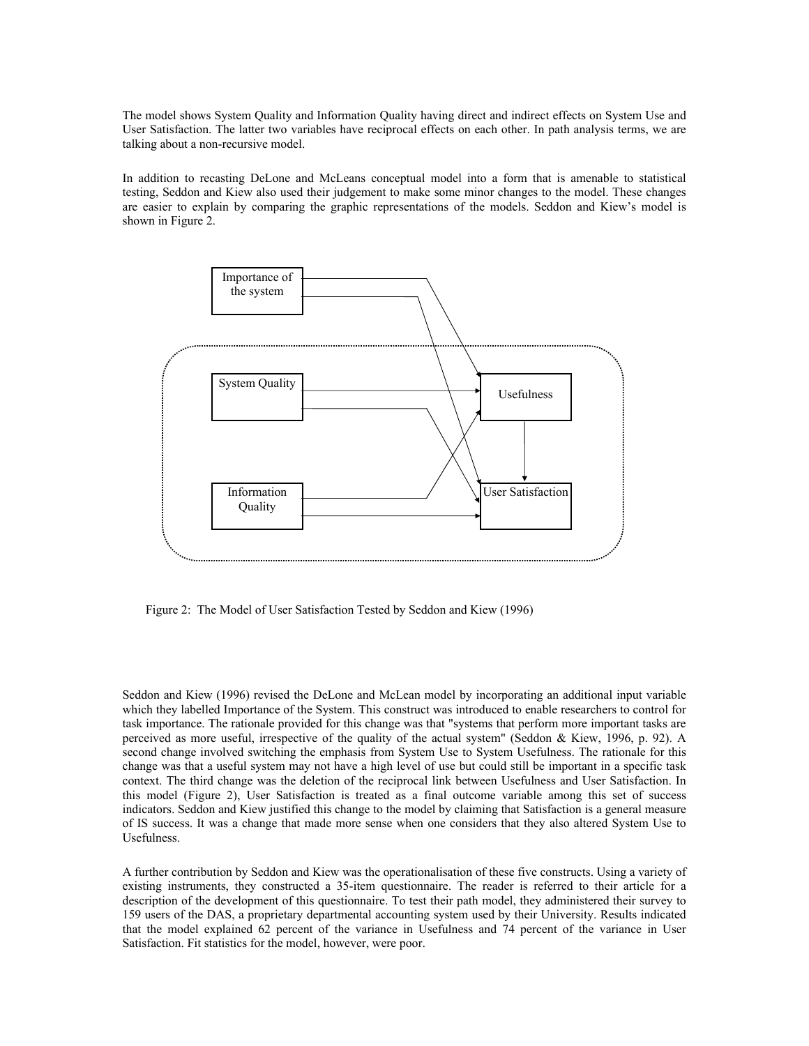The model shows System Quality and Information Quality having direct and indirect effects on System Use and User Satisfaction. The latter two variables have reciprocal effects on each other. In path analysis terms, we are talking about a non-recursive model.

In addition to recasting DeLone and McLeans conceptual model into a form that is amenable to statistical testing, Seddon and Kiew also used their judgement to make some minor changes to the model. These changes are easier to explain by comparing the graphic representations of the models. Seddon and Kiew's model is shown in Figure 2.

Figure 2: The Model of User Satisfaction Tested by Seddon and Kiew (1996)

Seddon and Kiew (1996) revised the DeLone and McLean model by incorporating an additional input variable which they labelled Importance of the System. This construct was introduced to enable researchers to control for task importance. The rationale provided for this change was that "systems that perform more important tasks are perceived as more useful, irrespective of the quality of the actual system" (Seddon & Kiew, 1996, p. 92). A second change involved switching the emphasis from System Use to System Usefulness. The rationale for this change was that a useful system may not have a high level of use but could still be important in a specific task context. The third change was the deletion of the reciprocal link between Usefulness and User Satisfaction. In this model (Figure 2), User Satisfaction is treated as a final outcome variable among this set of success indicators. Seddon and Kiew justified this change to the model by claiming that Satisfaction is a general measure of IS success. It was a change that made more sense when one considers that they also altered System Use to Usefulness.

A further contribution by Seddon and Kiew was the operationalisation of these five constructs. Using a variety of existing instruments, they constructed a 35-item questionnaire. The reader is referred to their article for a description of the development of this questionnaire. To test their path model, they administered their survey to 159 users of the DAS, a proprietary departmental accounting system used by their University. Results indicated that the model explained 62 percent of the variance in Usefulness and 74 percent of the variance in User Satisfaction. Fit statistics for the model, however, were poor.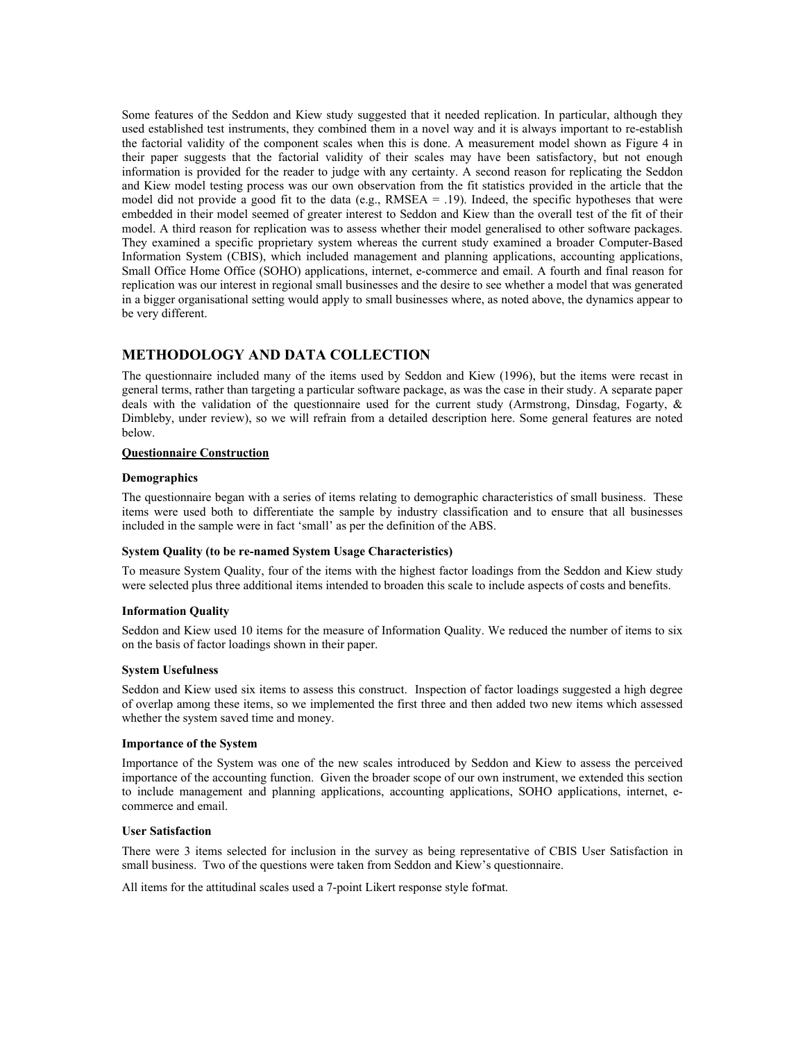Some features of the Seddon and Kiew study suggested that it needed replication. In particular, although they used established test instruments, they combined them in a novel way and it is always important to re-establish the factorial validity of the component scales when this is done. A measurement model shown as Figure 4 in their paper suggests that the factorial validity of their scales may have been satisfactory, but not enough information is provided for the reader to judge with any certainty. A second reason for replicating the Seddon and Kiew model testing process was our own observation from the fit statistics provided in the article that the model did not provide a good fit to the data (e.g., RMSEA = .19). Indeed, the specific hypotheses that were embedded in their model seemed of greater interest to Seddon and Kiew than the overall test of the fit of their model. A third reason for replication was to assess whether their model generalised to other software packages. They examined a specific proprietary system whereas the current study examined a broader Computer-Based Information System (CBIS), which included management and planning applications, accounting applications, Small Office Home Office (SOHO) applications, internet, e-commerce and email. A fourth and final reason for replication was our interest in regional small businesses and the desire to see whether a model that was generated in a bigger organisational setting would apply to small businesses where, as noted above, the dynamics appear to be very different.

## METHODOLOGY AND DATA COLLECTION

The questionnaire included many of the items used by Seddon and Kiew (1996), but the items were recast in general terms, rather than targeting a particular software package, as was the case in their study. A separate paper deals with the validation of the questionnaire used for the current study (Armstrong, Dinsdag, Fogarty, & Dimbleby, under review), so we will refrain from a detailed description here. Some general features are noted below.

### Questionnaire Construction

#### Demographics

The questionnaire began with a series of items relating to demographic characteristics of small business. These items were used both to differentiate the sample by industry classification and to ensure that all businesses included in the sample were in fact 'small' as per the definition of the ABS.

#### System Quality (to be re-named System Usage Characteristics)

To measure System Quality, four of the items with the highest factor loadings from the Seddon and Kiew study were selected plus three additional items intended to broaden this scale to include aspects of costs and benefits.

#### Information Quality

Seddon and Kiew used 10 items for the measure of Information Quality. We reduced the number of items to six on the basis of factor loadings shown in their paper.

#### System Usefulness

Seddon and Kiew used six items to assess this construct. Inspection of factor loadings suggested a high degree of overlap among these items, so we implemented the first three and then added two new items which assessed whether the system saved time and money.

#### Importance of the System

Importance of the System was one of the new scales introduced by Seddon and Kiew to assess the perceived importance of the accounting function. Given the broader scope of our own instrument, we extended this section to include management and planning applications, accounting applications, SOHO applications, internet, e-commerce and email.

#### User Satisfaction

There were 3 items selected for inclusion in the survey as being representative of CBIS User Satisfaction in small business. Two of the questions were taken from Seddon and Kiew's questionnaire.

All items for the attitudinal scales used a 7-point Likert response style format.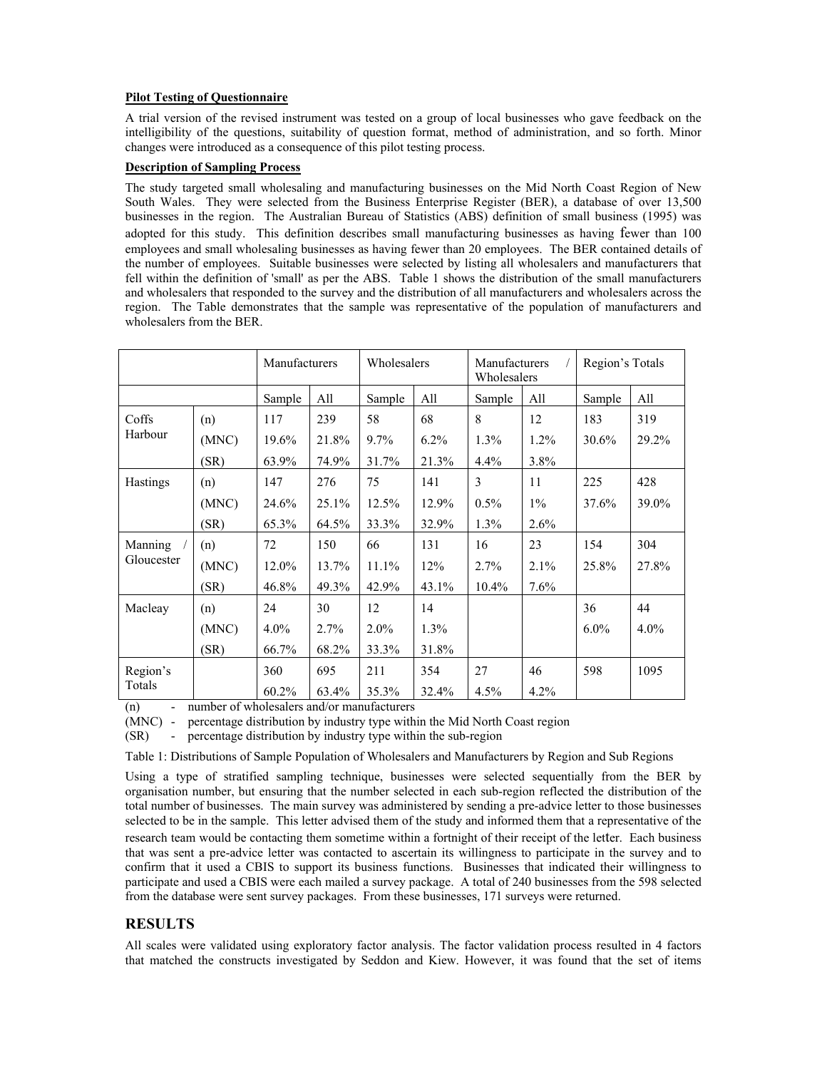**Pilot Testing of Questionnaire**

A trial version of the revised instrument was tested on a group of local businesses who gave feedback on the intelligibility of the questions, suitability of question format, method of administration, and so forth. Minor changes were introduced as a consequence of this pilot testing process.

**Description of Sampling Process**

The study targeted small wholesaling and manufacturing businesses on the Mid North Coast Region of New South Wales. They were selected from the Business Enterprise Register (BER), a database of over 13,500 businesses in the region. The Australian Bureau of Statistics (ABS) definition of small business (1995) was adopted for this study. This definition describes small manufacturing businesses as having fewer than 100 employees and small wholesaling businesses as having fewer than 20 employees. The BER contained details of the number of employees. Suitable businesses were selected by listing all wholesalers and manufacturers that fell within the definition of 'small' as per the ABS. Table 1 shows the distribution of the small manufacturers and wholesalers that responded to the survey and the distribution of all manufacturers and wholesalers across the region. The Table demonstrates that the sample was representative of the population of manufacturers and wholesalers from the BER.

| | | Manufacturers | | Wholesalers | | Manufacturers / Wholesalers | | Region's Totals | |
|---|---|---|---|---|---|---|---|---|---|
| | | Sample | All | Sample | All | Sample | All | Sample | All |
| Coffs Harbour | (n) | 117 | 239 | 58 | 68 | 8 | 12 | 183 | 319 |
| | (MNC) | 19.6% | 21.8% | 9.7% | 6.2% | 1.3% | 1.2% | 30.6% | 29.2% |
| | (SR) | 63.9% | 74.9% | 31.7% | 21.3% | 4.4% | 3.8% | | |
| Hastings | (n) | 147 | 276 | 75 | 141 | 3 | 11 | 225 | 428 |
| | (MNC) | 24.6% | 25.1% | 12.5% | 12.9% | 0.5% | 1% | 37.6% | 39.0% |
| | (SR) | 65.3% | 64.5% | 33.3% | 32.9% | 1.3% | 2.6% | | |
| Manning / Gloucester | (n) | 72 | 150 | 66 | 131 | 16 | 23 | 154 | 304 |
| | (MNC) | 12.0% | 13.7% | 11.1% | 12% | 2.7% | 2.1% | 25.8% | 27.8% |
| | (SR) | 46.8% | 49.3% | 42.9% | 43.1% | 10.4% | 7.6% | | |
| Macleay | (n) | 24 | 30 | 12 | 14 | | | 36 | 44 |
| | (MNC) | 4.0% | 2.7% | 2.0% | 1.3% | | | 6.0% | 4.0% |
| | (SR) | 66.7% | 68.2% | 33.3% | 31.8% | | | | |
| Region's Totals | | 360<br>60.2% | 695<br>63.4% | 211<br>35.3% | 354<br>32.4% | 27<br>4.5% | 46<br>4.2% | 598 | 1095 |

(n) - number of wholesalers and/or manufacturers

(MNC) - percentage distribution by industry type within the Mid North Coast region

(SR) - percentage distribution by industry type within the sub-region

Table 1: Distributions of Sample Population of Wholesalers and Manufacturers by Region and Sub Regions

Using a type of stratified sampling technique, businesses were selected sequentially from the BER by organisation number, but ensuring that the number selected in each sub-region reflected the distribution of the total number of businesses. The main survey was administered by sending a pre-advice letter to those businesses selected to be in the sample. This letter advised them of the study and informed them that a representative of the research team would be contacting them sometime within a fortnight of their receipt of the letter. Each business that was sent a pre-advice letter was contacted to ascertain its willingness to participate in the survey and to confirm that it used a CBIS to support its business functions. Businesses that indicated their willingness to participate and used a CBIS were each mailed a survey package. A total of 240 businesses from the 598 selected from the database were sent survey packages. From these businesses, 171 surveys were returned.

## RESULTS

All scales were validated using exploratory factor analysis. The factor validation process resulted in 4 factors that matched the constructs investigated by Seddon and Kiew. However, it was found that the set of items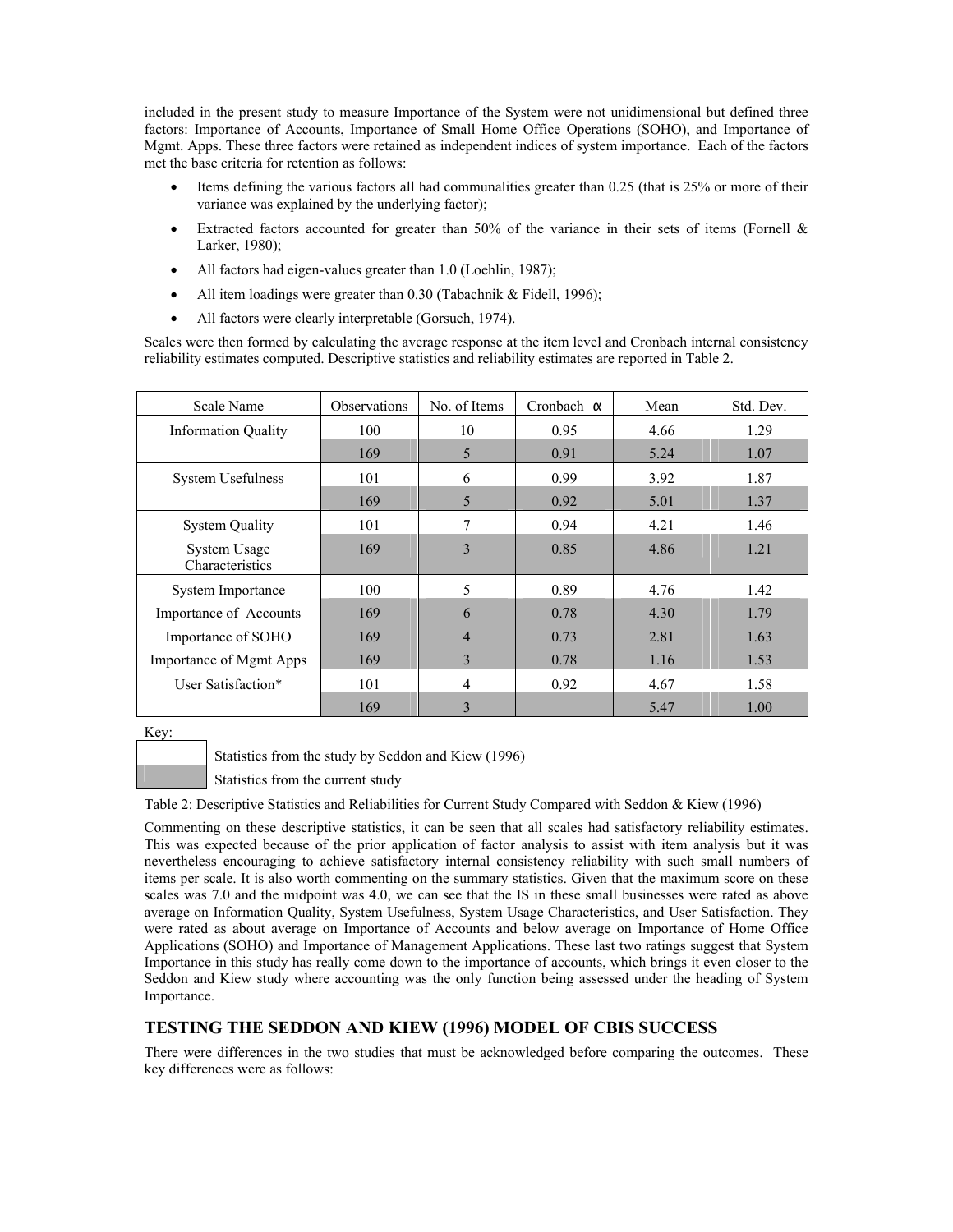included in the present study to measure Importance of the System were not unidimensional but defined three factors: Importance of Accounts, Importance of Small Home Office Operations (SOHO), and Importance of Mgmt. Apps. These three factors were retained as independent indices of system importance. Each of the factors met the base criteria for retention as follows:

- Items defining the various factors all had communalities greater than 0.25 (that is 25% or more of their variance was explained by the underlying factor);
- Extracted factors accounted for greater than 50% of the variance in their sets of items (Fornell & Larker, 1980);
- All factors had eigen-values greater than 1.0 (Loehlin, 1987);
- All item loadings were greater than 0.30 (Tabachnik & Fidell, 1996);
- All factors were clearly interpretable (Gorsuch, 1974).

Scales were then formed by calculating the average response at the item level and Cronbach internal consistency reliability estimates computed. Descriptive statistics and reliability estimates are reported in Table 2.

| Scale Name | Observations | No. of Items | Cronbach α | Mean | Std. Dev. |
|---|---|---|---|---|---|
| Information Quality | 100 | 10 | 0.95 | 4.66 | 1.29 |
| | 169 | 5 | 0.91 | 5.24 | 1.07 |
| System Usefulness | 101 | 6 | 0.99 | 3.92 | 1.87 |
| | 169 | 5 | 0.92 | 5.01 | 1.37 |
| System Quality | 101 | 7 | 0.94 | 4.21 | 1.46 |
| System Usage Characteristics | 169 | 3 | 0.85 | 4.86 | 1.21 |
| System Importance | 100 | 5 | 0.89 | 4.76 | 1.42 |
| Importance of Accounts | 169 | 6 | 0.78 | 4.30 | 1.79 |
| Importance of SOHO | 169 | 4 | 0.73 | 2.81 | 1.63 |
| Importance of Mgmt Apps | 169 | 3 | 0.78 | 1.16 | 1.53 |
| User Satisfaction* | 101 | 4 | 0.92 | 4.67 | 1.58 |
| | 169 | 3 | | 5.47 | 1.00 |

Key:

| | |
|---|---|
| (unshaded) | Statistics from the study by Seddon and Kiew (1996) |
| (shaded) | Statistics from the current study |

Table 2: Descriptive Statistics and Reliabilities for Current Study Compared with Seddon & Kiew (1996)

Commenting on these descriptive statistics, it can be seen that all scales had satisfactory reliability estimates. This was expected because of the prior application of factor analysis to assist with item analysis but it was nevertheless encouraging to achieve satisfactory internal consistency reliability with such small numbers of items per scale. It is also worth commenting on the summary statistics. Given that the maximum score on these scales was 7.0 and the midpoint was 4.0, we can see that the IS in these small businesses were rated as above average on Information Quality, System Usefulness, System Usage Characteristics, and User Satisfaction. They were rated as about average on Importance of Accounts and below average on Importance of Home Office Applications (SOHO) and Importance of Management Applications. These last two ratings suggest that System Importance in this study has really come down to the importance of accounts, which brings it even closer to the Seddon and Kiew study where accounting was the only function being assessed under the heading of System Importance.

## TESTING THE SEDDON AND KIEW (1996) MODEL OF CBIS SUCCESS

There were differences in the two studies that must be acknowledged before comparing the outcomes. These key differences were as follows: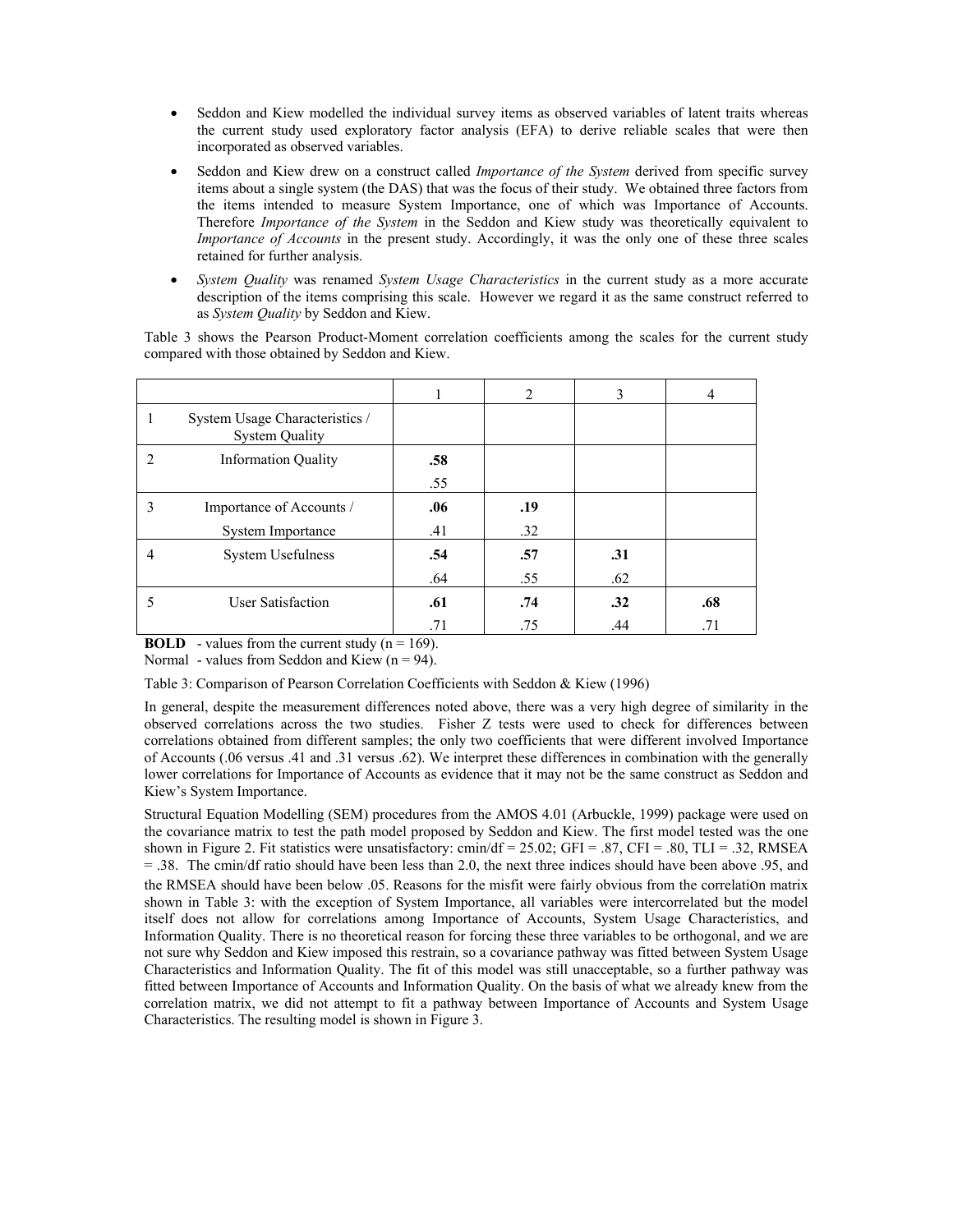- Seddon and Kiew modelled the individual survey items as observed variables of latent traits whereas the current study used exploratory factor analysis (EFA) to derive reliable scales that were then incorporated as observed variables.
- Seddon and Kiew drew on a construct called *Importance of the System* derived from specific survey items about a single system (the DAS) that was the focus of their study. We obtained three factors from the items intended to measure System Importance, one of which was Importance of Accounts. Therefore *Importance of the System* in the Seddon and Kiew study was theoretically equivalent to *Importance of Accounts* in the present study. Accordingly, it was the only one of these three scales retained for further analysis.
- *System Quality* was renamed *System Usage Characteristics* in the current study as a more accurate description of the items comprising this scale. However we regard it as the same construct referred to as *System Quality* by Seddon and Kiew.

Table 3 shows the Pearson Product-Moment correlation coefficients among the scales for the current study compared with those obtained by Seddon and Kiew.

| | | 1 | 2 | 3 | 4 |
|---|---|---|---|---|---|
| 1 | System Usage Characteristics / System Quality | | | | |
| 2 | Information Quality | **.58**<br>.55 | | | |
| 3 | Importance of Accounts /<br>System Importance | **.06**<br>.41 | **.19**<br>.32 | | |
| 4 | System Usefulness | **.54**<br>.64 | **.57**<br>.55 | **.31**<br>.62 | |
| 5 | User Satisfaction | **.61**<br>.71 | **.74**<br>.75 | **.32**<br>.44 | **.68**<br>.71 |

**BOLD** - values from the current study (n = 169).
Normal - values from Seddon and Kiew (n = 94).

Table 3: Comparison of Pearson Correlation Coefficients with Seddon & Kiew (1996)

In general, despite the measurement differences noted above, there was a very high degree of similarity in the observed correlations across the two studies. Fisher Z tests were used to check for differences between correlations obtained from different samples; the only two coefficients that were different involved Importance of Accounts (.06 versus .41 and .31 versus .62). We interpret these differences in combination with the generally lower correlations for Importance of Accounts as evidence that it may not be the same construct as Seddon and Kiew's System Importance.

Structural Equation Modelling (SEM) procedures from the AMOS 4.01 (Arbuckle, 1999) package were used on the covariance matrix to test the path model proposed by Seddon and Kiew. The first model tested was the one shown in Figure 2. Fit statistics were unsatisfactory: cmin/df = 25.02; GFI = .87, CFI = .80, TLI = .32, RMSEA = .38. The cmin/df ratio should have been less than 2.0, the next three indices should have been above .95, and the RMSEA should have been below .05. Reasons for the misfit were fairly obvious from the correlation matrix shown in Table 3: with the exception of System Importance, all variables were intercorrelated but the model itself does not allow for correlations among Importance of Accounts, System Usage Characteristics, and Information Quality. There is no theoretical reason for forcing these three variables to be orthogonal, and we are not sure why Seddon and Kiew imposed this restrain, so a covariance pathway was fitted between System Usage Characteristics and Information Quality. The fit of this model was still unacceptable, so a further pathway was fitted between Importance of Accounts and Information Quality. On the basis of what we already knew from the correlation matrix, we did not attempt to fit a pathway between Importance of Accounts and System Usage Characteristics. The resulting model is shown in Figure 3.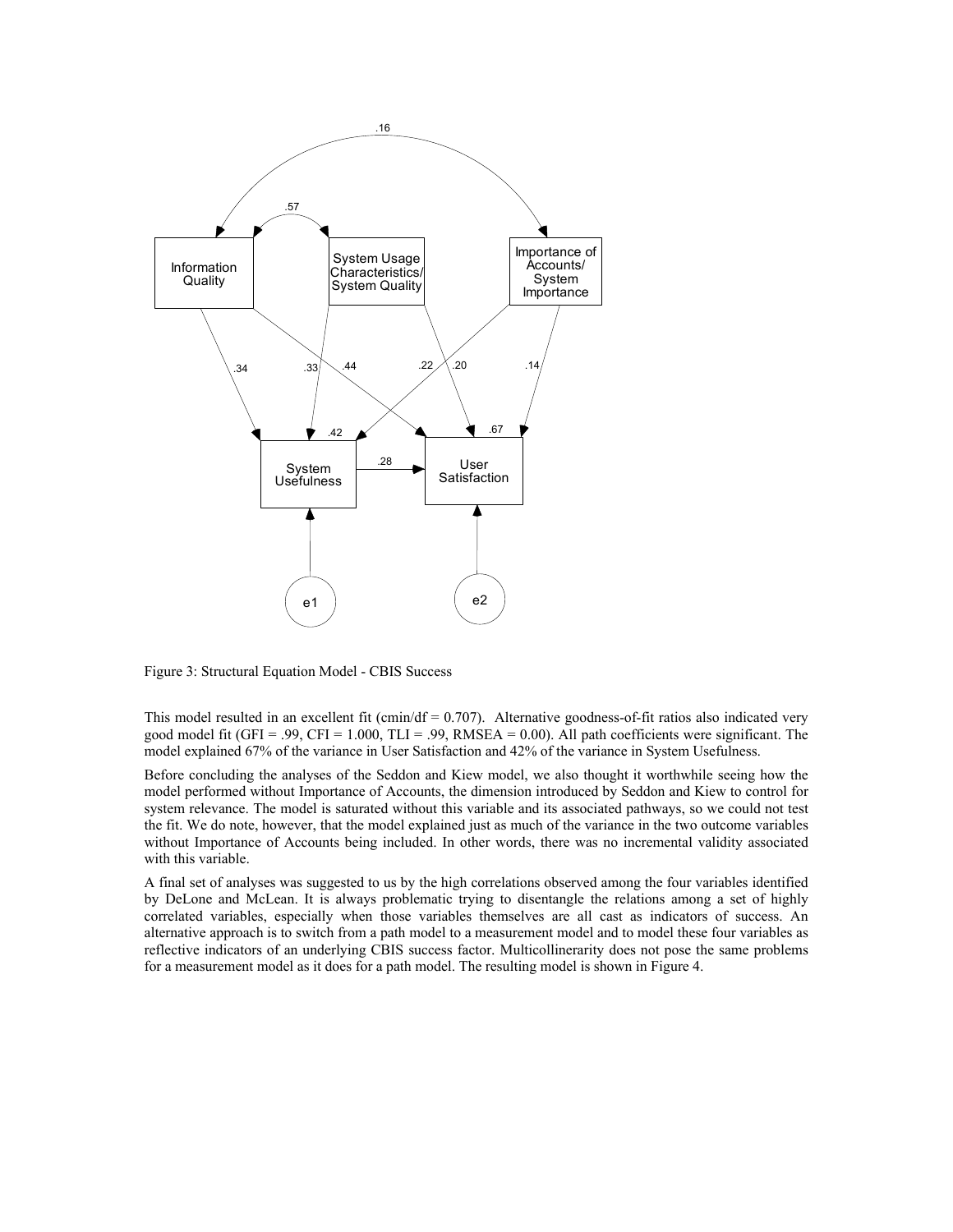Figure 3: Structural Equation Model - CBIS Success

This model resulted in an excellent fit (cmin/df = 0.707). Alternative goodness-of-fit ratios also indicated very good model fit (GFI = .99, CFI = 1.000, TLI = .99, RMSEA = 0.00). All path coefficients were significant. The model explained 67% of the variance in User Satisfaction and 42% of the variance in System Usefulness.

Before concluding the analyses of the Seddon and Kiew model, we also thought it worthwhile seeing how the model performed without Importance of Accounts, the dimension introduced by Seddon and Kiew to control for system relevance. The model is saturated without this variable and its associated pathways, so we could not test the fit. We do note, however, that the model explained just as much of the variance in the two outcome variables without Importance of Accounts being included. In other words, there was no incremental validity associated with this variable.

A final set of analyses was suggested to us by the high correlations observed among the four variables identified by DeLone and McLean. It is always problematic trying to disentangle the relations among a set of highly correlated variables, especially when those variables themselves are all cast as indicators of success. An alternative approach is to switch from a path model to a measurement model and to model these four variables as reflective indicators of an underlying CBIS success factor. Multicollinearity does not pose the same problems for a measurement model as it does for a path model. The resulting model is shown in Figure 4.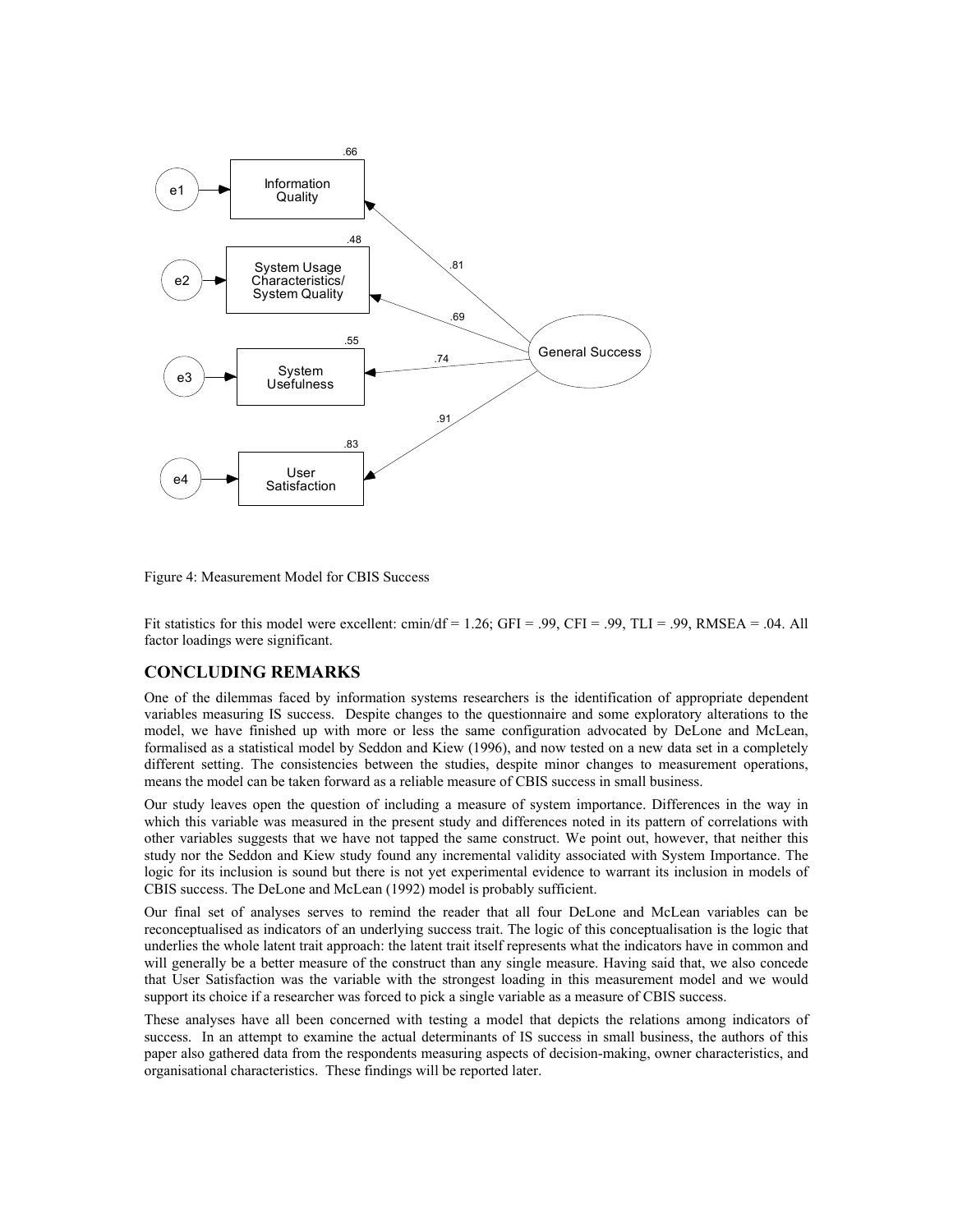Figure 4: Measurement Model for CBIS Success

Fit statistics for this model were excellent: cmin/df = 1.26; GFI = .99, CFI = .99, TLI = .99, RMSEA = .04. All factor loadings were significant.

## CONCLUDING REMARKS

One of the dilemmas faced by information systems researchers is the identification of appropriate dependent variables measuring IS success. Despite changes to the questionnaire and some exploratory alterations to the model, we have finished up with more or less the same configuration advocated by DeLone and McLean, formalised as a statistical model by Seddon and Kiew (1996), and now tested on a new data set in a completely different setting. The consistencies between the studies, despite minor changes to measurement operations, means the model can be taken forward as a reliable measure of CBIS success in small business.

Our study leaves open the question of including a measure of system importance. Differences in the way in which this variable was measured in the present study and differences noted in its pattern of correlations with other variables suggests that we have not tapped the same construct. We point out, however, that neither this study nor the Seddon and Kiew study found any incremental validity associated with System Importance. The logic for its inclusion is sound but there is not yet experimental evidence to warrant its inclusion in models of CBIS success. The DeLone and McLean (1992) model is probably sufficient.

Our final set of analyses serves to remind the reader that all four DeLone and McLean variables can be reconceptualised as indicators of an underlying success trait. The logic of this conceptualisation is the logic that underlies the whole latent trait approach: the latent trait itself represents what the indicators have in common and will generally be a better measure of the construct than any single measure. Having said that, we also concede that User Satisfaction was the variable with the strongest loading in this measurement model and we would support its choice if a researcher was forced to pick a single variable as a measure of CBIS success.

These analyses have all been concerned with testing a model that depicts the relations among indicators of success. In an attempt to examine the actual determinants of IS success in small business, the authors of this paper also gathered data from the respondents measuring aspects of decision-making, owner characteristics, and organisational characteristics. These findings will be reported later.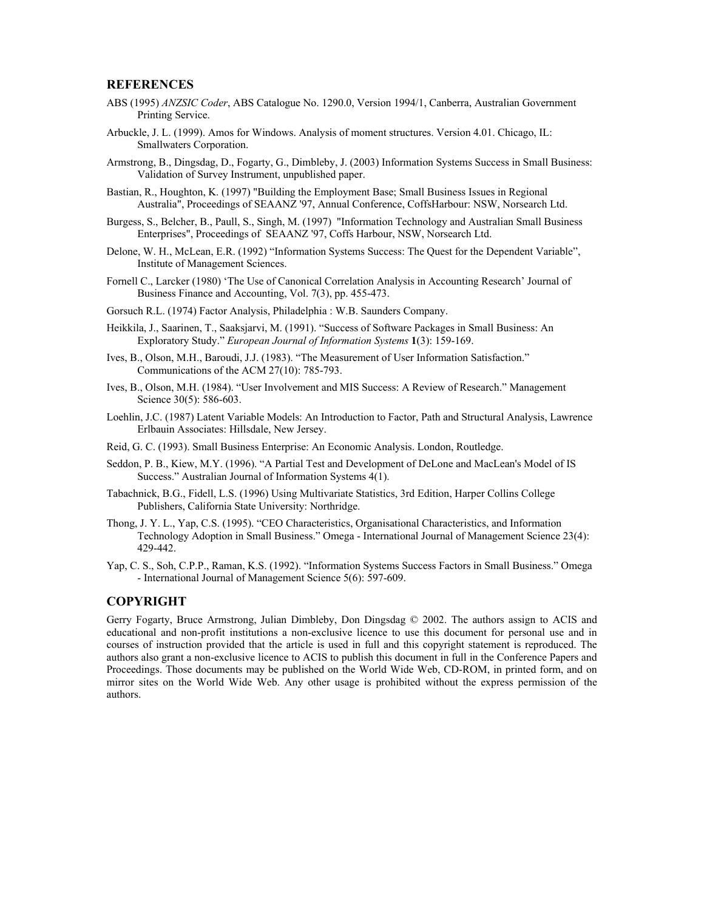## REFERENCES

ABS (1995) *ANZSIC Coder*, ABS Catalogue No. 1290.0, Version 1994/1, Canberra, Australian Government Printing Service.

Arbuckle, J. L. (1999). Amos for Windows. Analysis of moment structures. Version 4.01. Chicago, IL: Smallwaters Corporation.

Armstrong, B., Dingsdag, D., Fogarty, G., Dimbleby, J. (2003) Information Systems Success in Small Business: Validation of Survey Instrument, unpublished paper.

Bastian, R., Houghton, K. (1997) "Building the Employment Base; Small Business Issues in Regional Australia", Proceedings of SEAANZ '97, Annual Conference, CoffsHarbour: NSW, Norsearch Ltd.

Burgess, S., Belcher, B., Paull, S., Singh, M. (1997) "Information Technology and Australian Small Business Enterprises", Proceedings of SEAANZ '97, Coffs Harbour, NSW, Norsearch Ltd.

Delone, W. H., McLean, E.R. (1992) "Information Systems Success: The Quest for the Dependent Variable", Institute of Management Sciences.

Fornell C., Larcker (1980) 'The Use of Canonical Correlation Analysis in Accounting Research' Journal of Business Finance and Accounting, Vol. 7(3), pp. 455-473.

Gorsuch R.L. (1974) Factor Analysis, Philadelphia : W.B. Saunders Company.

Heikkila, J., Saarinen, T., Saaksjarvi, M. (1991). "Success of Software Packages in Small Business: An Exploratory Study." *European Journal of Information Systems* **1**(3): 159-169.

Ives, B., Olson, M.H., Baroudi, J.J. (1983). "The Measurement of User Information Satisfaction." Communications of the ACM 27(10): 785-793.

Ives, B., Olson, M.H. (1984). "User Involvement and MIS Success: A Review of Research." Management Science 30(5): 586-603.

Loehlin, J.C. (1987) Latent Variable Models: An Introduction to Factor, Path and Structural Analysis, Lawrence Erlbauin Associates: Hillsdale, New Jersey.

Reid, G. C. (1993). Small Business Enterprise: An Economic Analysis. London, Routledge.

Seddon, P. B., Kiew, M.Y. (1996). "A Partial Test and Development of DeLone and MacLean's Model of IS Success." Australian Journal of Information Systems 4(1).

Tabachnick, B.G., Fidell, L.S. (1996) Using Multivariate Statistics, 3rd Edition, Harper Collins College Publishers, California State University: Northridge.

Thong, J. Y. L., Yap, C.S. (1995). "CEO Characteristics, Organisational Characteristics, and Information Technology Adoption in Small Business." Omega - International Journal of Management Science 23(4): 429-442.

Yap, C. S., Soh, C.P.P., Raman, K.S. (1992). "Information Systems Success Factors in Small Business." Omega - International Journal of Management Science 5(6): 597-609.

## COPYRIGHT

Gerry Fogarty, Bruce Armstrong, Julian Dimbleby, Don Dingsdag © 2002. The authors assign to ACIS and educational and non-profit institutions a non-exclusive licence to use this document for personal use and in courses of instruction provided that the article is used in full and this copyright statement is reproduced. The authors also grant a non-exclusive licence to ACIS to publish this document in full in the Conference Papers and Proceedings. Those documents may be published on the World Wide Web, CD-ROM, in printed form, and on mirror sites on the World Wide Web. Any other usage is prohibited without the express permission of the authors.